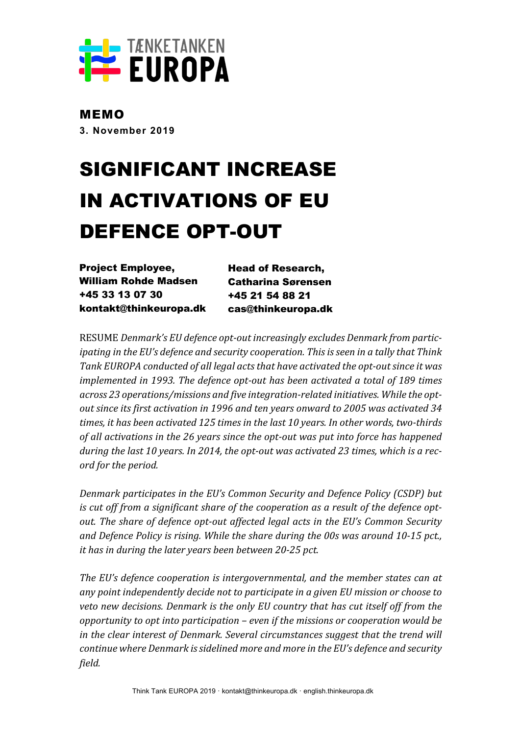TÆNKETANKEN EUROPA

**MEMO**

**3. November 2019**

# SIGNIFICANT INCREASE IN ACTIVATIONS OF EU DEFENCE OPT-OUT

**Project Employee,**
**William Rohde Madsen**
**+45 33 13 07 30**
**kontakt@thinkeuropa.dk**

**Head of Research,**
**Catharina Sørensen**
**+45 21 54 88 21**
**cas@thinkeuropa.dk**

RESUME *Denmark's EU defence opt-out increasingly excludes Denmark from participating in the EU's defence and security cooperation. This is seen in a tally that Think Tank EUROPA conducted of all legal acts that have activated the opt-out since it was implemented in 1993. The defence opt-out has been activated a total of 189 times across 23 operations/missions and five integration-related initiatives. While the opt-out since its first activation in 1996 and ten years onward to 2005 was activated 34 times, it has been activated 125 times in the last 10 years. In other words, two-thirds of all activations in the 26 years since the opt-out was put into force has happened during the last 10 years. In 2014, the opt-out was activated 23 times, which is a record for the period.*

*Denmark participates in the EU's Common Security and Defence Policy (CSDP) but is cut off from a significant share of the cooperation as a result of the defence opt-out. The share of defence opt-out affected legal acts in the EU's Common Security and Defence Policy is rising. While the share during the 00s was around 10-15 pct., it has in during the later years been between 20-25 pct.*

*The EU's defence cooperation is intergovernmental, and the member states can at any point independently decide not to participate in a given EU mission or choose to veto new decisions. Denmark is the only EU country that has cut itself off from the opportunity to opt into participation – even if the missions or cooperation would be in the clear interest of Denmark. Several circumstances suggest that the trend will continue where Denmark is sidelined more and more in the EU's defence and security field.*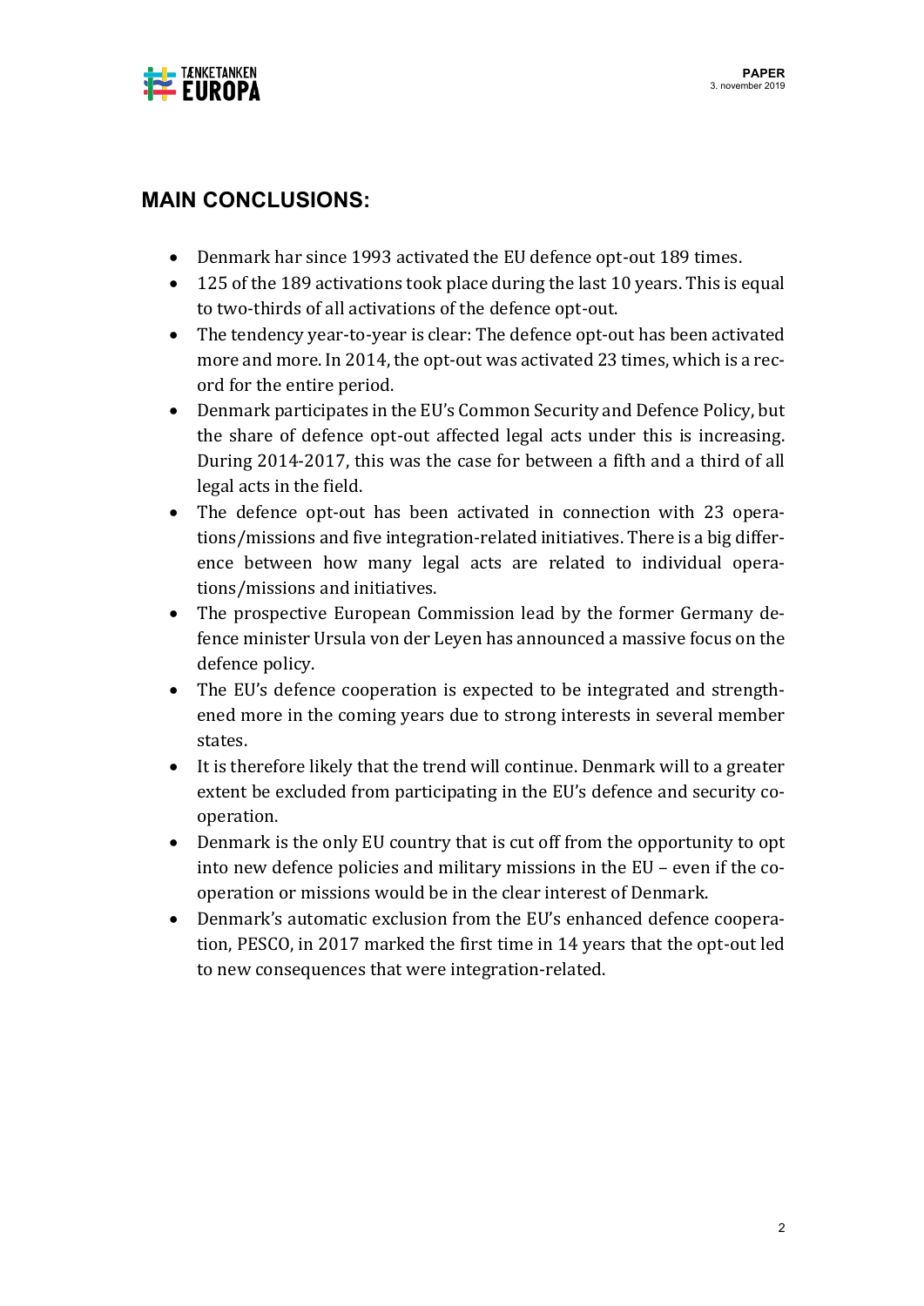## MAIN CONCLUSIONS:

- Denmark har since 1993 activated the EU defence opt-out 189 times.
- 125 of the 189 activations took place during the last 10 years. This is equal to two-thirds of all activations of the defence opt-out.
- The tendency year-to-year is clear: The defence opt-out has been activated more and more. In 2014, the opt-out was activated 23 times, which is a record for the entire period.
- Denmark participates in the EU's Common Security and Defence Policy, but the share of defence opt-out affected legal acts under this is increasing. During 2014-2017, this was the case for between a fifth and a third of all legal acts in the field.
- The defence opt-out has been activated in connection with 23 operations/missions and five integration-related initiatives. There is a big difference between how many legal acts are related to individual operations/missions and initiatives.
- The prospective European Commission lead by the former Germany defence minister Ursula von der Leyen has announced a massive focus on the defence policy.
- The EU's defence cooperation is expected to be integrated and strengthened more in the coming years due to strong interests in several member states.
- It is therefore likely that the trend will continue. Denmark will to a greater extent be excluded from participating in the EU's defence and security cooperation.
- Denmark is the only EU country that is cut off from the opportunity to opt into new defence policies and military missions in the EU – even if the cooperation or missions would be in the clear interest of Denmark.
- Denmark's automatic exclusion from the EU's enhanced defence cooperation, PESCO, in 2017 marked the first time in 14 years that the opt-out led to new consequences that were integration-related.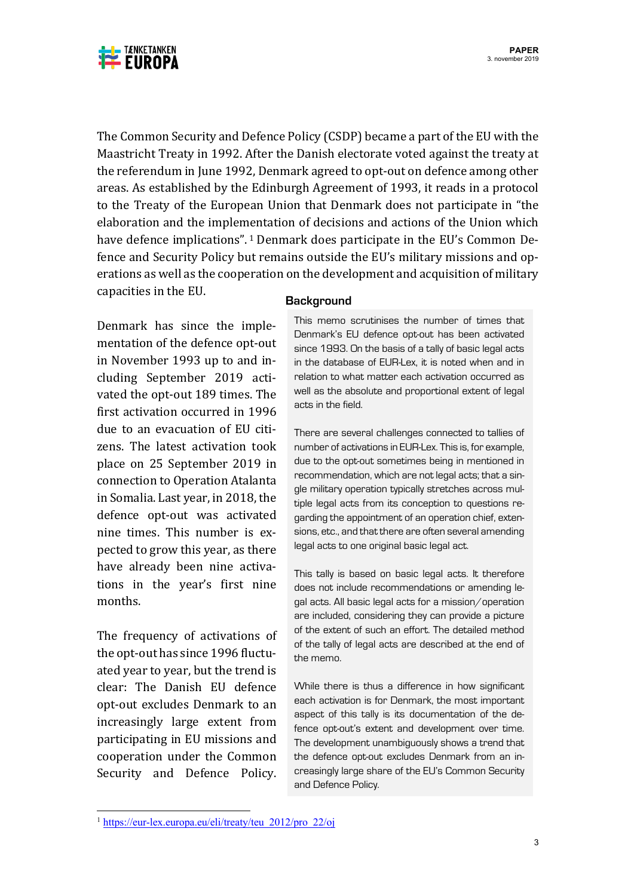The Common Security and Defence Policy (CSDP) became a part of the EU with the Maastricht Treaty in 1992. After the Danish electorate voted against the treaty at the referendum in June 1992, Denmark agreed to opt-out on defence among other areas. As established by the Edinburgh Agreement of 1993, it reads in a protocol to the Treaty of the European Union that Denmark does not participate in "the elaboration and the implementation of decisions and actions of the Union which have defence implications".[1] Denmark does participate in the EU's Common Defence and Security Policy but remains outside the EU's military missions and operations as well as the cooperation on the development and acquisition of military capacities in the EU.

Denmark has since the implementation of the defence opt-out in November 1993 up to and including September 2019 activated the opt-out 189 times. The first activation occurred in 1996 due to an evacuation of EU citizens. The latest activation took place on 25 September 2019 in connection to Operation Atalanta in Somalia. Last year, in 2018, the defence opt-out was activated nine times. This number is expected to grow this year, as there have already been nine activations in the year's first nine months.

The frequency of activations of the opt-out has since 1996 fluctuated year to year, but the trend is clear: The Danish EU defence opt-out excludes Denmark to an increasingly large extent from participating in EU missions and cooperation under the Common Security and Defence Policy.

**Background**

This memo scrutinises the number of times that Denmark's EU defence opt-out has been activated since 1993. On the basis of a tally of basic legal acts in the database of EUR-Lex, it is noted when and in relation to what matter each activation occurred as well as the absolute and proportional extent of legal acts in the field.

There are several challenges connected to tallies of number of activations in EUR-Lex. This is, for example, due to the opt-out sometimes being in mentioned in recommendation, which are not legal acts; that a single military operation typically stretches across multiple legal acts from its conception to questions regarding the appointment of an operation chief, extensions, etc., and that there are often several amending legal acts to one original basic legal act.

This tally is based on basic legal acts. It therefore does not include recommendations or amending legal acts. All basic legal acts for a mission/operation are included, considering they can provide a picture of the extent of such an effort. The detailed method of the tally of legal acts are described at the end of the memo.

While there is thus a difference in how significant each activation is for Denmark, the most important aspect of this tally is its documentation of the defence opt-out's extent and development over time. The development unambiguously shows a trend that the defence opt-out excludes Denmark from an increasingly large share of the EU's Common Security and Defence Policy.

[1] https://eur-lex.europa.eu/eli/treaty/teu_2012/pro_22/oj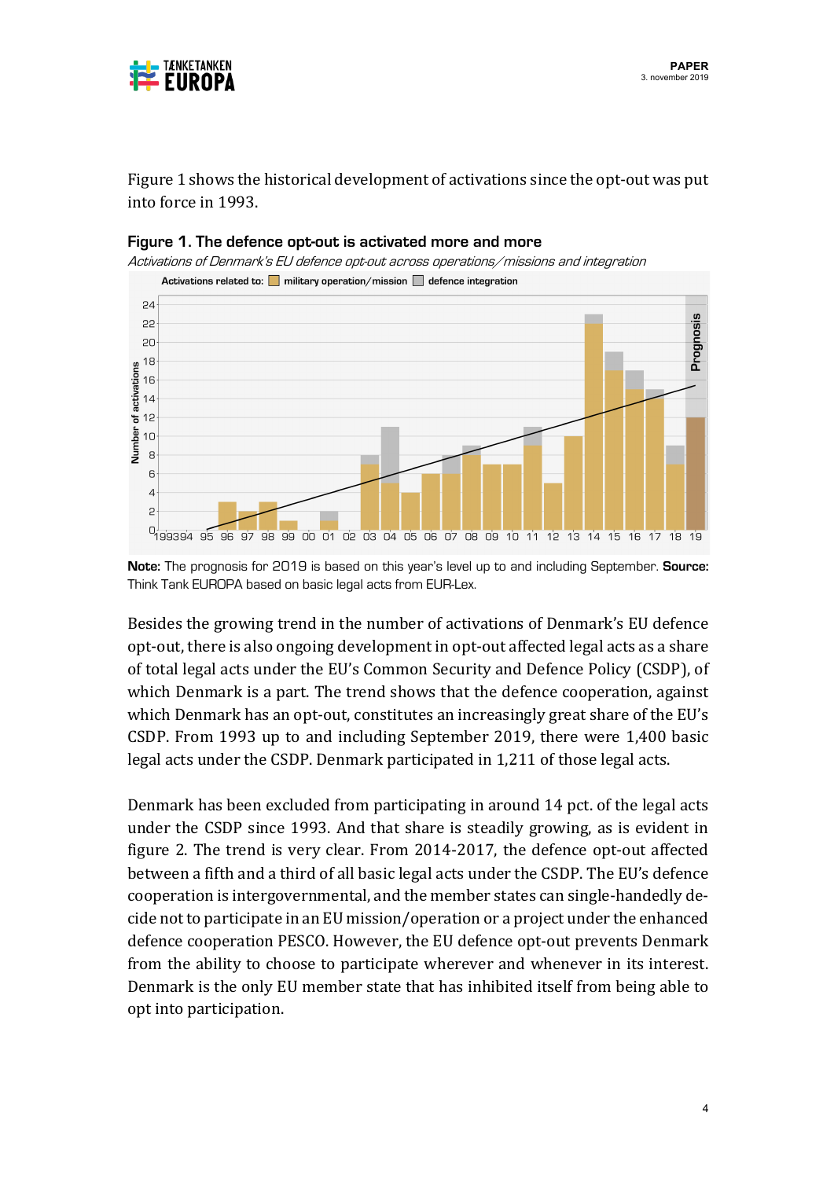Figure 1 shows the historical development of activations since the opt-out was put into force in 1993.

**Figure 1. The defence opt-out is activated more and more**

*Activations of Denmark's EU defence opt-out across operations/missions and integration*

**Note:** The prognosis for 2019 is based on this year's level up to and including September. **Source:** Think Tank EUROPA based on basic legal acts from EUR-Lex.

Besides the growing trend in the number of activations of Denmark's EU defence opt-out, there is also ongoing development in opt-out affected legal acts as a share of total legal acts under the EU's Common Security and Defence Policy (CSDP), of which Denmark is a part. The trend shows that the defence cooperation, against which Denmark has an opt-out, constitutes an increasingly great share of the EU's CSDP. From 1993 up to and including September 2019, there were 1,400 basic legal acts under the CSDP. Denmark participated in 1,211 of those legal acts.

Denmark has been excluded from participating in around 14 pct. of the legal acts under the CSDP since 1993. And that share is steadily growing, as is evident in figure 2. The trend is very clear. From 2014-2017, the defence opt-out affected between a fifth and a third of all basic legal acts under the CSDP. The EU's defence cooperation is intergovernmental, and the member states can single-handedly decide not to participate in an EU mission/operation or a project under the enhanced defence cooperation PESCO. However, the EU defence opt-out prevents Denmark from the ability to choose to participate wherever and whenever in its interest. Denmark is the only EU member state that has inhibited itself from being able to opt into participation.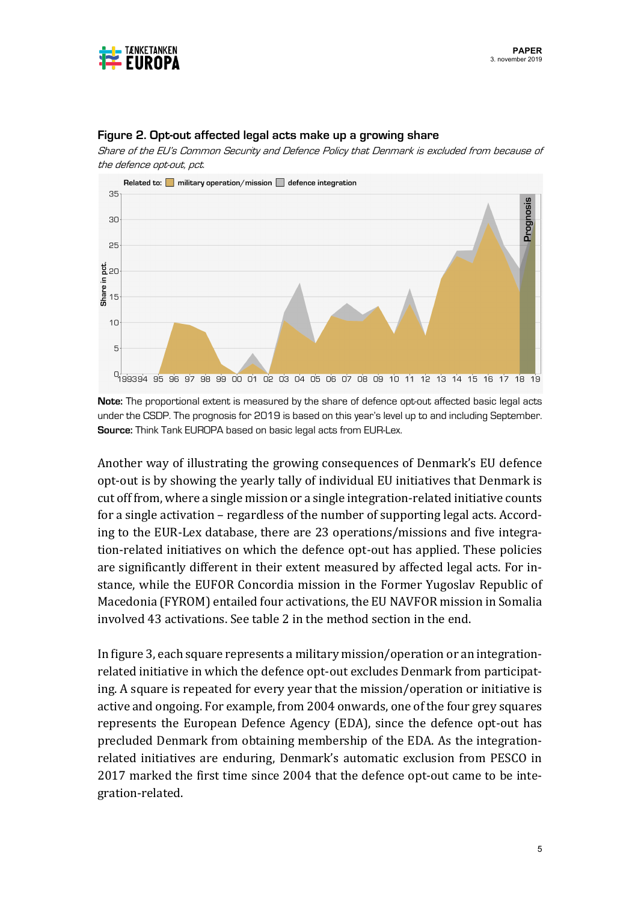### Figure 2. Opt-out affected legal acts make up a growing share

*Share of the EU's Common Security and Defence Policy that Denmark is excluded from because of the defence opt-out, pct.*

**Note:** The proportional extent is measured by the share of defence opt-out affected basic legal acts under the CSDP. The prognosis for 2019 is based on this year's level up to and including September.
**Source:** Think Tank EUROPA based on basic legal acts from EUR-Lex.

Another way of illustrating the growing consequences of Denmark's EU defence opt-out is by showing the yearly tally of individual EU initiatives that Denmark is cut off from, where a single mission or a single integration-related initiative counts for a single activation – regardless of the number of supporting legal acts. According to the EUR-Lex database, there are 23 operations/missions and five integration-related initiatives on which the defence opt-out has applied. These policies are significantly different in their extent measured by affected legal acts. For instance, while the EUFOR Concordia mission in the Former Yugoslav Republic of Macedonia (FYROM) entailed four activations, the EU NAVFOR mission in Somalia involved 43 activations. See table 2 in the method section in the end.

In figure 3, each square represents a military mission/operation or an integration-related initiative in which the defence opt-out excludes Denmark from participating. A square is repeated for every year that the mission/operation or initiative is active and ongoing. For example, from 2004 onwards, one of the four grey squares represents the European Defence Agency (EDA), since the defence opt-out has precluded Denmark from obtaining membership of the EDA. As the integration-related initiatives are enduring, Denmark's automatic exclusion from PESCO in 2017 marked the first time since 2004 that the defence opt-out came to be integration-related.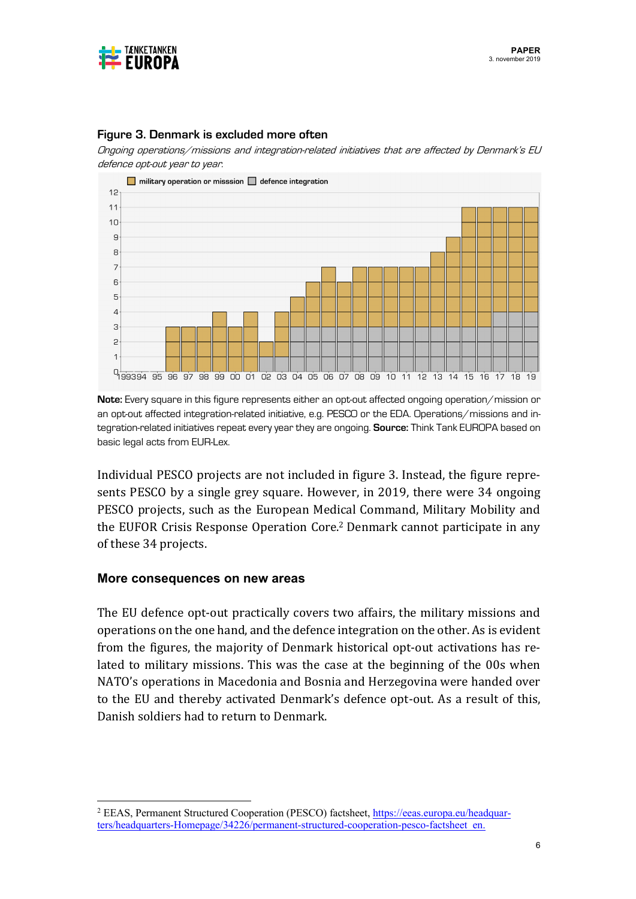**Figure 3. Denmark is excluded more often**

*Ongoing operations/missions and integration-related initiatives that are affected by Denmark's EU defence opt-out year to year.*

**Note:** Every square in this figure represents either an opt-out affected ongoing operation/mission or an opt-out affected integration-related initiative, e.g. PESCO or the EDA. Operations/missions and integration-related initiatives repeat every year they are ongoing. **Source:** Think Tank EUROPA based on basic legal acts from EUR-Lex.

Individual PESCO projects are not included in figure 3. Instead, the figure represents PESCO by a single grey square. However, in 2019, there were 34 ongoing PESCO projects, such as the European Medical Command, Military Mobility and the EUFOR Crisis Response Operation Core.[2] Denmark cannot participate in any of these 34 projects.

## More consequences on new areas

The EU defence opt-out practically covers two affairs, the military missions and operations on the one hand, and the defence integration on the other. As is evident from the figures, the majority of Denmark historical opt-out activations has related to military missions. This was the case at the beginning of the 00s when NATO's operations in Macedonia and Bosnia and Herzegovina were handed over to the EU and thereby activated Denmark's defence opt-out. As a result of this, Danish soldiers had to return to Denmark.

[2] EEAS, Permanent Structured Cooperation (PESCO) factsheet, https://eeas.europa.eu/headquarters/headquarters-Homepage/34226/permanent-structured-cooperation-pesco-factsheet_en.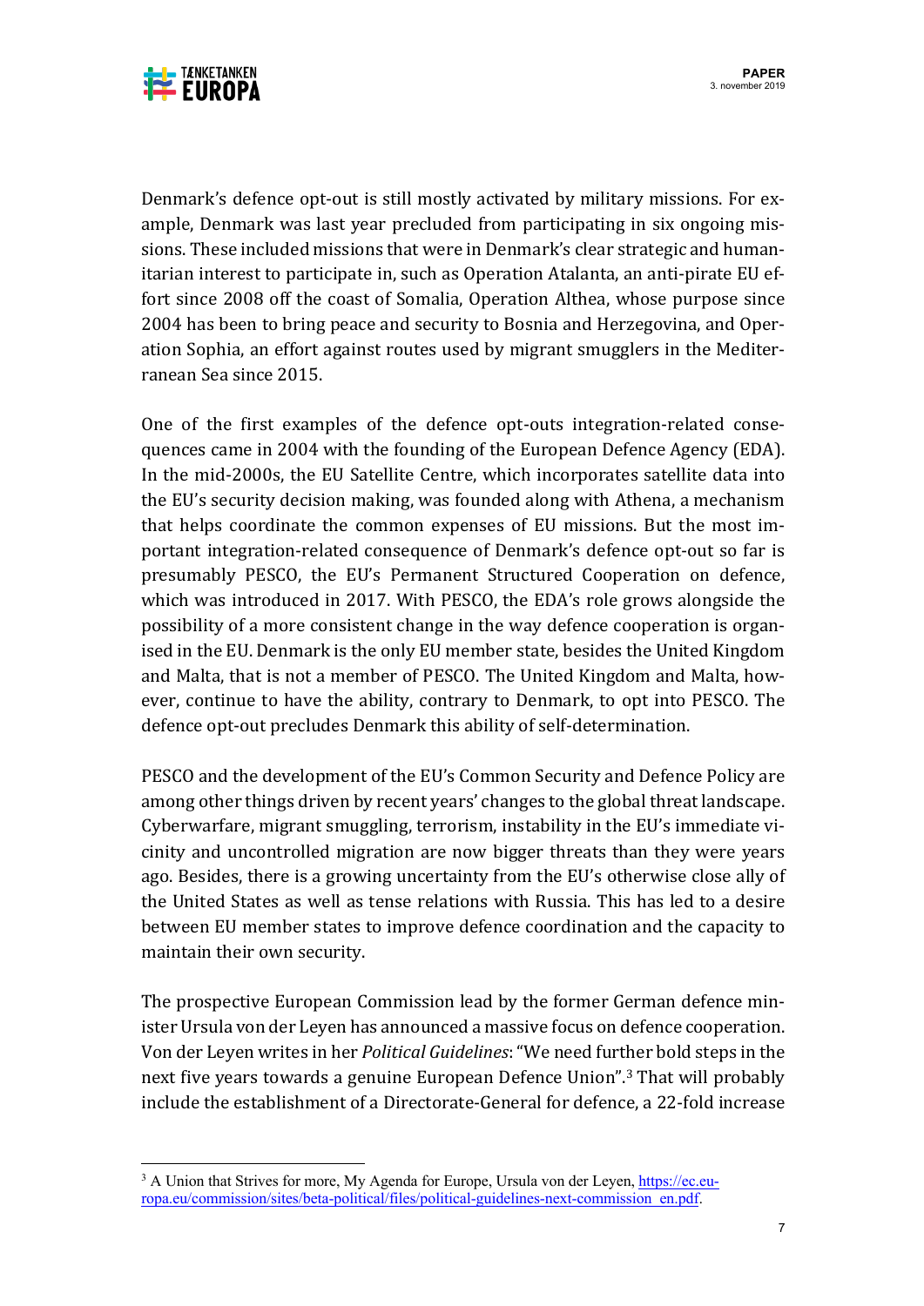Denmark's defence opt-out is still mostly activated by military missions. For example, Denmark was last year precluded from participating in six ongoing missions. These included missions that were in Denmark's clear strategic and humanitarian interest to participate in, such as Operation Atalanta, an anti-pirate EU effort since 2008 off the coast of Somalia, Operation Althea, whose purpose since 2004 has been to bring peace and security to Bosnia and Herzegovina, and Operation Sophia, an effort against routes used by migrant smugglers in the Mediterranean Sea since 2015.

One of the first examples of the defence opt-outs integration-related consequences came in 2004 with the founding of the European Defence Agency (EDA). In the mid-2000s, the EU Satellite Centre, which incorporates satellite data into the EU's security decision making, was founded along with Athena, a mechanism that helps coordinate the common expenses of EU missions. But the most important integration-related consequence of Denmark's defence opt-out so far is presumably PESCO, the EU's Permanent Structured Cooperation on defence, which was introduced in 2017. With PESCO, the EDA's role grows alongside the possibility of a more consistent change in the way defence cooperation is organised in the EU. Denmark is the only EU member state, besides the United Kingdom and Malta, that is not a member of PESCO. The United Kingdom and Malta, however, continue to have the ability, contrary to Denmark, to opt into PESCO. The defence opt-out precludes Denmark this ability of self-determination.

PESCO and the development of the EU's Common Security and Defence Policy are among other things driven by recent years' changes to the global threat landscape. Cyberwarfare, migrant smuggling, terrorism, instability in the EU's immediate vicinity and uncontrolled migration are now bigger threats than they were years ago. Besides, there is a growing uncertainty from the EU's otherwise close ally of the United States as well as tense relations with Russia. This has led to a desire between EU member states to improve defence coordination and the capacity to maintain their own security.

The prospective European Commission lead by the former German defence minister Ursula von der Leyen has announced a massive focus on defence cooperation. Von der Leyen writes in her *Political Guidelines*: "We need further bold steps in the next five years towards a genuine European Defence Union".[3] That will probably include the establishment of a Directorate-General for defence, a 22-fold increase

---

[3] A Union that Strives for more, My Agenda for Europe, Ursula von der Leyen, https://ec.europa.eu/commission/sites/beta-political/files/political-guidelines-next-commission_en.pdf.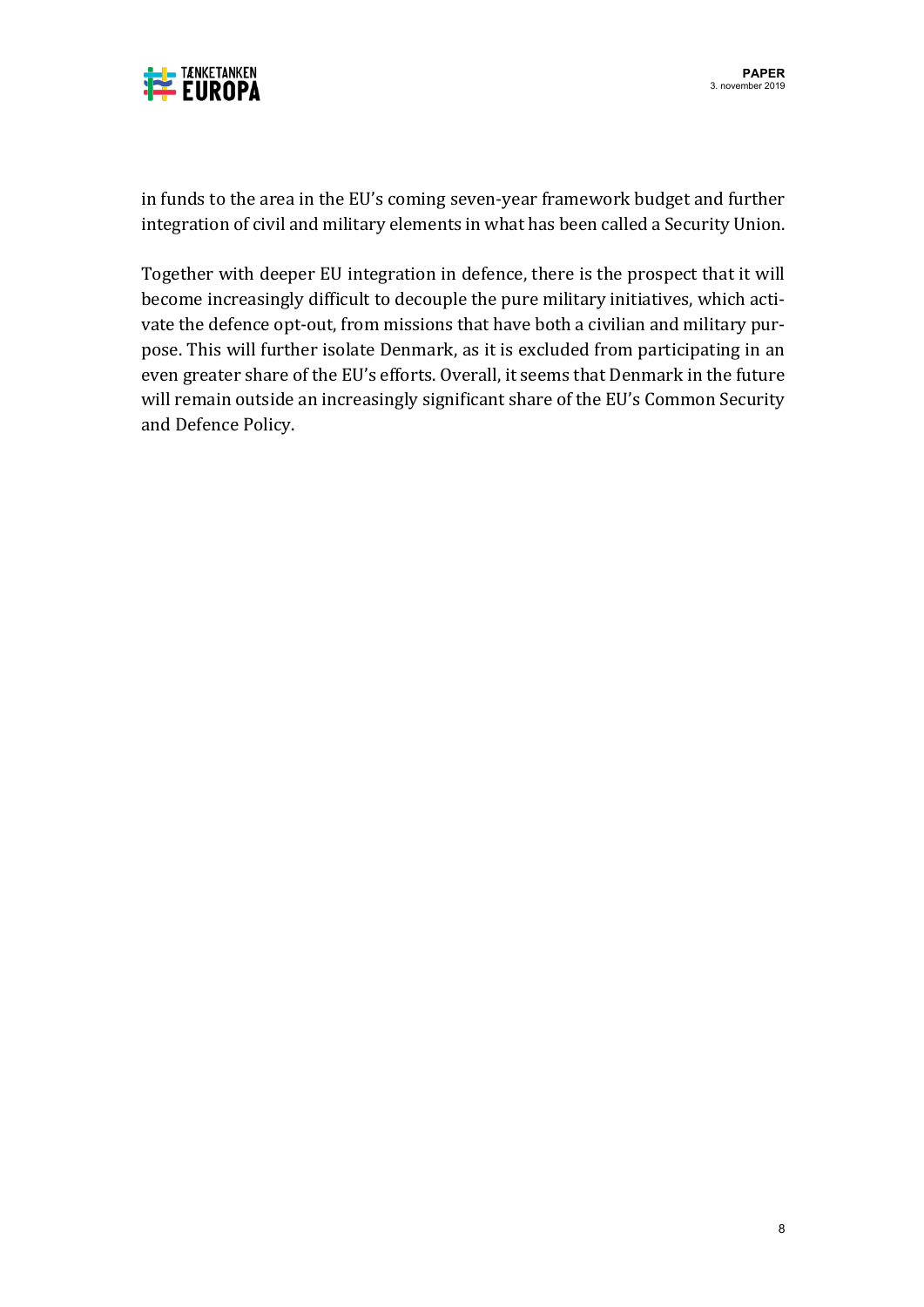in funds to the area in the EU's coming seven-year framework budget and further integration of civil and military elements in what has been called a Security Union.

Together with deeper EU integration in defence, there is the prospect that it will become increasingly difficult to decouple the pure military initiatives, which activate the defence opt-out, from missions that have both a civilian and military purpose. This will further isolate Denmark, as it is excluded from participating in an even greater share of the EU's efforts. Overall, it seems that Denmark in the future will remain outside an increasingly significant share of the EU's Common Security and Defence Policy.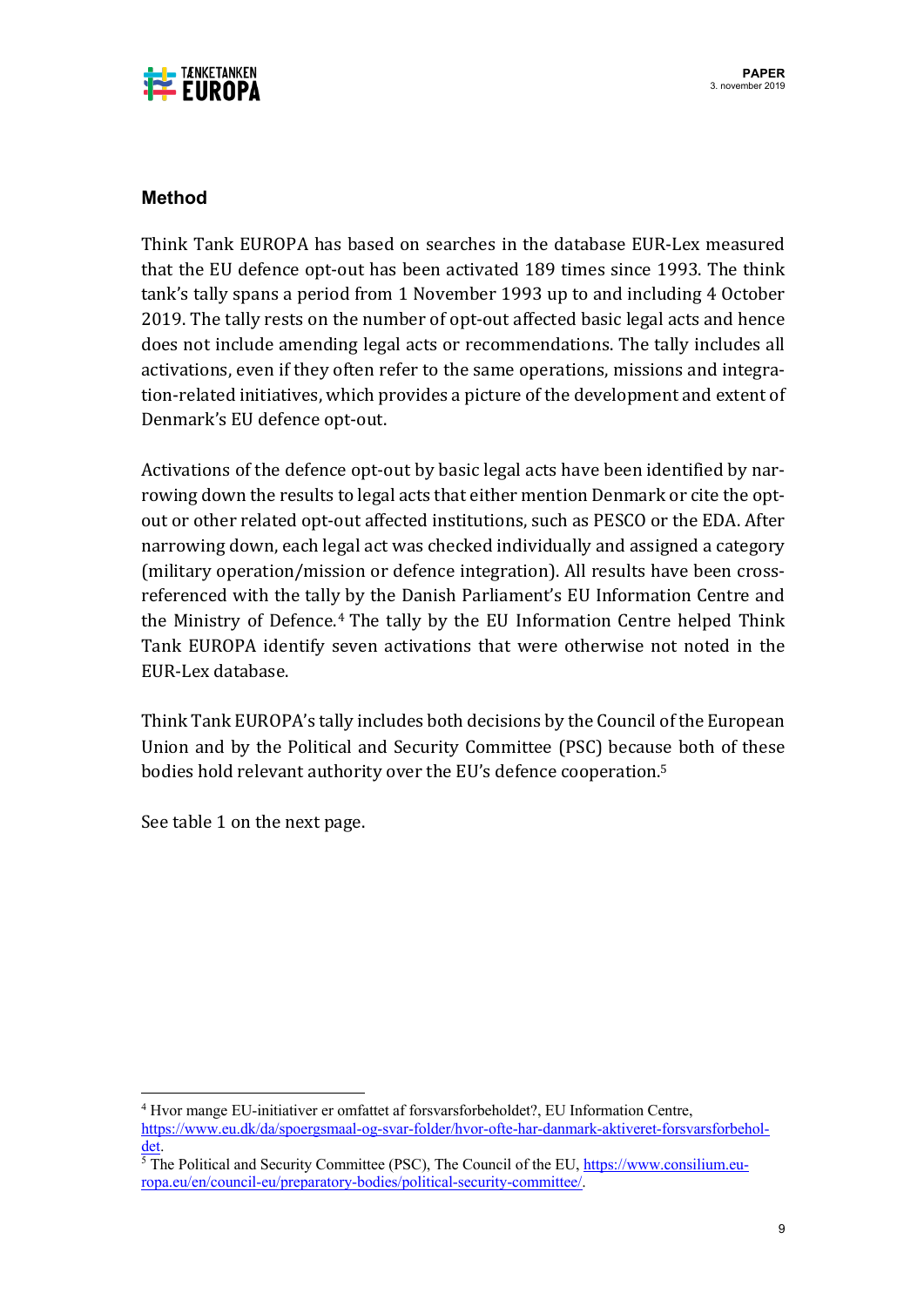## Method

Think Tank EUROPA has based on searches in the database EUR-Lex measured that the EU defence opt-out has been activated 189 times since 1993. The think tank's tally spans a period from 1 November 1993 up to and including 4 October 2019. The tally rests on the number of opt-out affected basic legal acts and hence does not include amending legal acts or recommendations. The tally includes all activations, even if they often refer to the same operations, missions and integration-related initiatives, which provides a picture of the development and extent of Denmark's EU defence opt-out.

Activations of the defence opt-out by basic legal acts have been identified by narrowing down the results to legal acts that either mention Denmark or cite the opt-out or other related opt-out affected institutions, such as PESCO or the EDA. After narrowing down, each legal act was checked individually and assigned a category (military operation/mission or defence integration). All results have been cross-referenced with the tally by the Danish Parliament's EU Information Centre and the Ministry of Defence.[4] The tally by the EU Information Centre helped Think Tank EUROPA identify seven activations that were otherwise not noted in the EUR-Lex database.

Think Tank EUROPA's tally includes both decisions by the Council of the European Union and by the Political and Security Committee (PSC) because both of these bodies hold relevant authority over the EU's defence cooperation.[5]

See table 1 on the next page.

---

[4] Hvor mange EU-initiativer er omfattet af forsvarsforbeholdet?, EU Information Centre, https://www.eu.dk/da/spoergsmaal-og-svar-folder/hvor-ofte-har-danmark-aktiveret-forsvarsforbeholdet.

[5] The Political and Security Committee (PSC), The Council of the EU, https://www.consilium.europa.eu/en/council-eu/preparatory-bodies/political-security-committee/.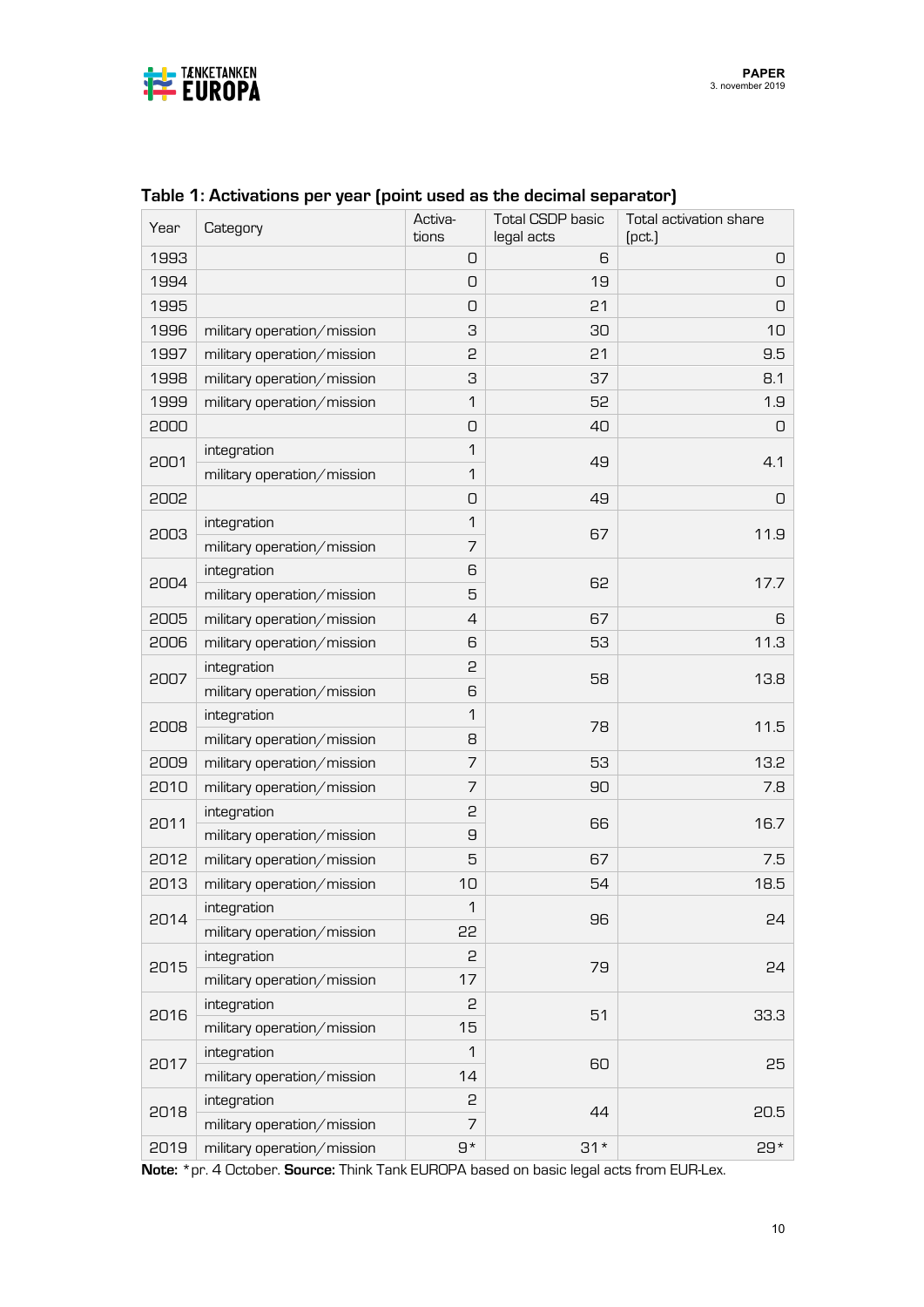**Table 1: Activations per year (point used as the decimal separator)**

| Year | Category | Activations | Total CSDP basic legal acts | Total activation share (pct.) |
|---|---|---|---|---|
| 1993 | | 0 | 6 | 0 |
| 1994 | | 0 | 19 | 0 |
| 1995 | | 0 | 21 | 0 |
| 1996 | military operation/mission | 3 | 30 | 10 |
| 1997 | military operation/mission | 2 | 21 | 9.5 |
| 1998 | military operation/mission | 3 | 37 | 8.1 |
| 1999 | military operation/mission | 1 | 52 | 1.9 |
| 2000 | | 0 | 40 | 0 |
| 2001 | integration | 1 | 49 | 4.1 |
| | military operation/mission | 1 | | |
| 2002 | | 0 | 49 | 0 |
| 2003 | integration | 1 | 67 | 11.9 |
| | military operation/mission | 7 | | |
| 2004 | integration | 6 | 62 | 17.7 |
| | military operation/mission | 5 | | |
| 2005 | military operation/mission | 4 | 67 | 6 |
| 2006 | military operation/mission | 6 | 53 | 11.3 |
| 2007 | integration | 2 | 58 | 13.8 |
| | military operation/mission | 6 | | |
| 2008 | integration | 1 | 78 | 11.5 |
| | military operation/mission | 8 | | |
| 2009 | military operation/mission | 7 | 53 | 13.2 |
| 2010 | military operation/mission | 7 | 90 | 7.8 |
| 2011 | integration | 2 | 66 | 16.7 |
| | military operation/mission | 9 | | |
| 2012 | military operation/mission | 5 | 67 | 7.5 |
| 2013 | military operation/mission | 10 | 54 | 18.5 |
| 2014 | integration | 1 | 96 | 24 |
| | military operation/mission | 22 | | |
| 2015 | integration | 2 | 79 | 24 |
| | military operation/mission | 17 | | |
| 2016 | integration | 2 | 51 | 33.3 |
| | military operation/mission | 15 | | |
| 2017 | integration | 1 | 60 | 25 |
| | military operation/mission | 14 | | |
| 2018 | integration | 2 | 44 | 20.5 |
| | military operation/mission | 7 | | |
| 2019 | military operation/mission | 9* | 31* | 29* |

**Note:** *pr. 4 October. **Source:** Think Tank EUROPA based on basic legal acts from EUR-Lex.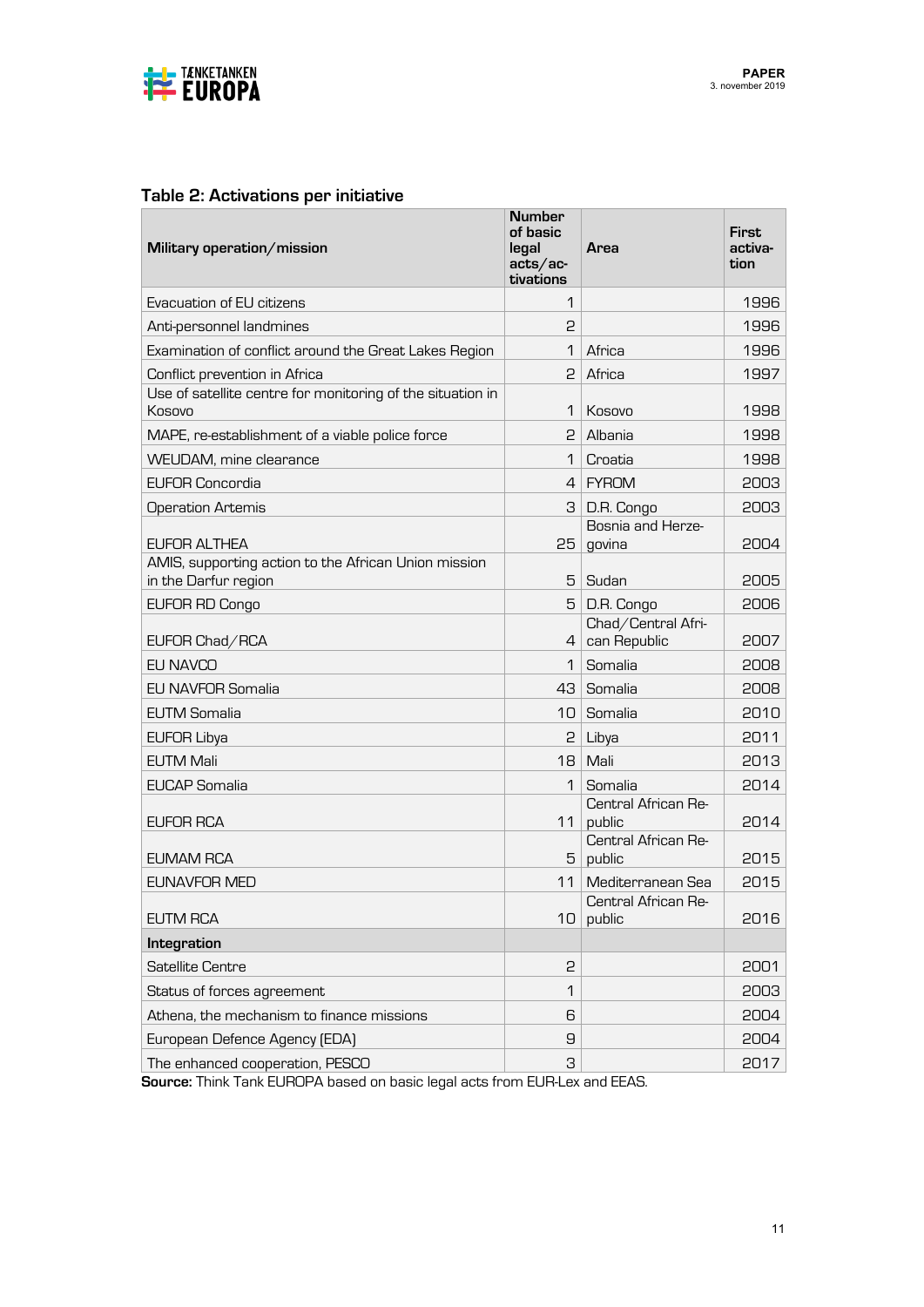## Table 2: Activations per initiative

| Military operation/mission | Number of basic legal acts/activations | Area | First activation |
|---|---|---|---|
| Evacuation of EU citizens | 1 | | 1996 |
| Anti-personnel landmines | 2 | | 1996 |
| Examination of conflict around the Great Lakes Region | 1 | Africa | 1996 |
| Conflict prevention in Africa | 2 | Africa | 1997 |
| Use of satellite centre for monitoring of the situation in Kosovo | 1 | Kosovo | 1998 |
| MAPE, re-establishment of a viable police force | 2 | Albania | 1998 |
| WEUDAM, mine clearance | 1 | Croatia | 1998 |
| EUFOR Concordia | 4 | FYROM | 2003 |
| Operation Artemis | 3 | D.R. Congo | 2003 |
| EUFOR ALTHEA | 25 | Bosnia and Herzegovina | 2004 |
| AMIS, supporting action to the African Union mission in the Darfur region | 5 | Sudan | 2005 |
| EUFOR RD Congo | 5 | D.R. Congo | 2006 |
| EUFOR Chad/RCA | 4 | Chad/Central African Republic | 2007 |
| EU NAVCO | 1 | Somalia | 2008 |
| EU NAVFOR Somalia | 43 | Somalia | 2008 |
| EUTM Somalia | 10 | Somalia | 2010 |
| EUFOR Libya | 2 | Libya | 2011 |
| EUTM Mali | 18 | Mali | 2013 |
| EUCAP Somalia | 1 | Somalia | 2014 |
| EUFOR RCA | 11 | Central African Republic | 2014 |
| EUMAM RCA | 5 | Central African Republic | 2015 |
| EUNAVFOR MED | 11 | Mediterranean Sea | 2015 |
| EUTM RCA | 10 | Central African Republic | 2016 |
| **Integration** | | | |
| Satellite Centre | 2 | | 2001 |
| Status of forces agreement | 1 | | 2003 |
| Athena, the mechanism to finance missions | 6 | | 2004 |
| European Defence Agency (EDA) | 9 | | 2004 |
| The enhanced cooperation, PESCO | 3 | | 2017 |

**Source:** Think Tank EUROPA based on basic legal acts from EUR-Lex and EEAS.